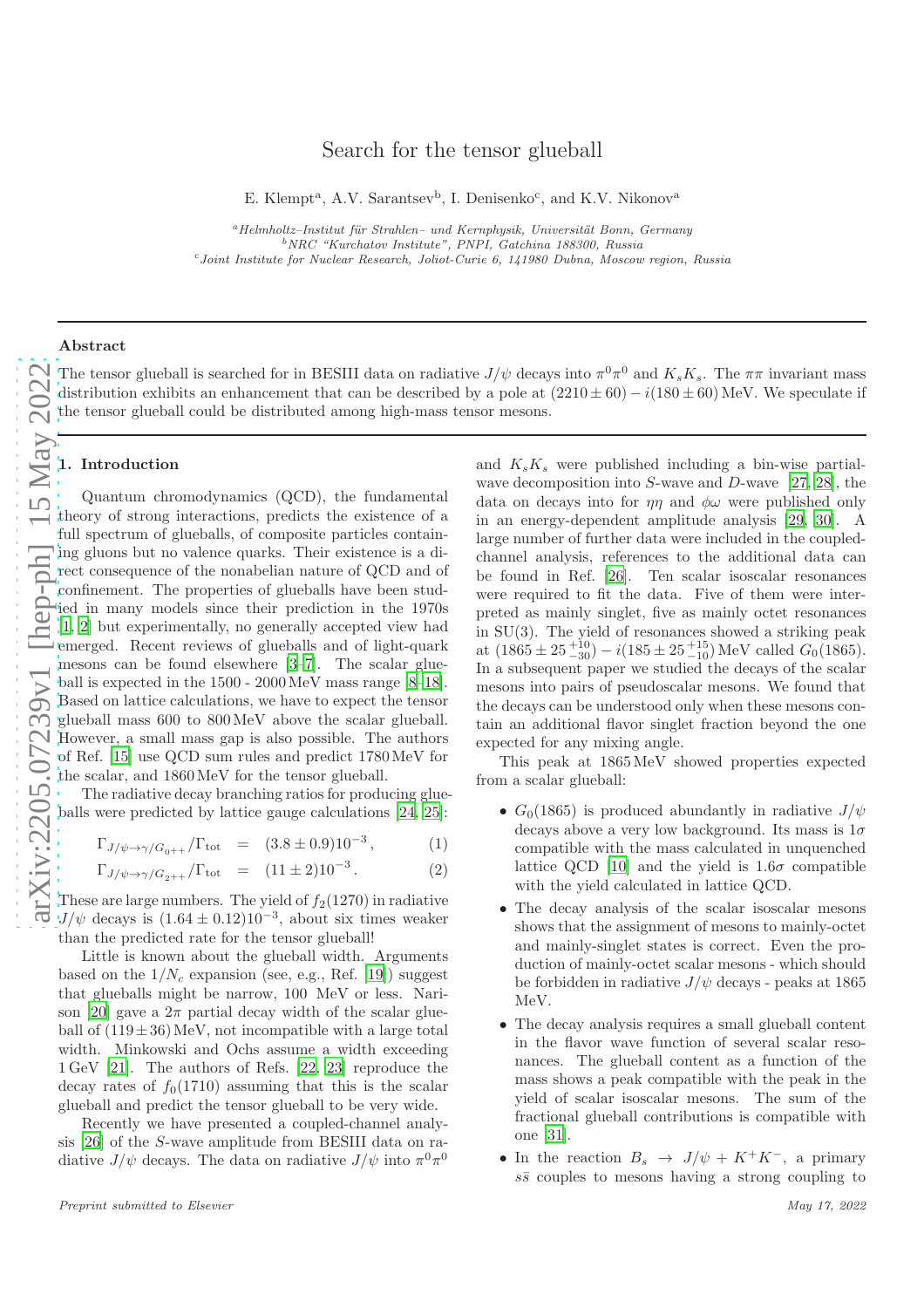# Search for the tensor glueball

E. Klempt[a], A.V. Sarantsev[b], I. Denisenko[c], and K.V. Nikonov[a]

[a] *Helmholtz–Institut für Strahlen– und Kernphysik, Universität Bonn, Germany*
[b] *NRC "Kurchatov Institute", PNPI, Gatchina 188300, Russia*
[c] *Joint Institute for Nuclear Research, Joliot-Curie 6, 141980 Dubna, Moscow region, Russia*

## Abstract

The tensor glueball is searched for in BESIII data on radiative $J/\psi$ decays into $\pi^0\pi^0$ and $K_sK_s$. The $\pi\pi$ invariant mass distribution exhibits an enhancement that can be described by a pole at $(2210 \pm 60) - i(180 \pm 60)$ MeV. We speculate if the tensor glueball could be distributed among high-mass tensor mesons.

## 1. Introduction

Quantum chromodynamics (QCD), the fundamental theory of strong interactions, predicts the existence of a full spectrum of glueballs, of composite particles containing gluons but no valence quarks. Their existence is a direct consequence of the nonabelian nature of QCD and of confinement. The properties of glueballs have been studied in many models since their prediction in the 1970s [1, 2] but experimentally, no generally accepted view had emerged. Recent reviews of glueballs and of light-quark mesons can be found elsewhere [3–7]. The scalar glueball is expected in the 1500 - 2000 MeV mass range [8–18]. Based on lattice calculations, we have to expect the tensor glueball mass 600 to 800 MeV above the scalar glueball. However, a small mass gap is also possible. The authors of Ref. [15] use QCD sum rules and predict 1780 MeV for the scalar, and 1860 MeV for the tensor glueball.

The radiative decay branching ratios for producing glueballs were predicted by lattice gauge calculations [24, 25]:

$$\Gamma_{J/\psi\to\gamma/G_{0^{++}}}/\Gamma_{\rm tot} \;=\; (3.8 \pm 0.9)10^{-3}\,, \tag{1}$$

$$\Gamma_{J/\psi\to\gamma/G_{2^{++}}}/\Gamma_{\rm tot} \;=\; (11 \pm 2)10^{-3}\,. \tag{2}$$

These are large numbers. The yield of $f_2(1270)$ in radiative $J/\psi$ decays is $(1.64 \pm 0.12)10^{-3}$, about six times weaker than the predicted rate for the tensor glueball!

Little is known about the glueball width. Arguments based on the $1/N_c$ expansion (see, e.g., Ref. [19]) suggest that glueballs might be narrow, 100 MeV or less. Narison [20] gave a $2\pi$ partial decay width of the scalar glueball of $(119 \pm 36)$ MeV, not incompatible with a large total width. Minkowski and Ochs assume a width exceeding 1 GeV [21]. The authors of Refs. [22, 23] reproduce the decay rates of $f_0(1710)$ assuming that this is the scalar glueball and predict the tensor glueball to be very wide.

Recently we have presented a coupled-channel analysis [26] of the $S$-wave amplitude from BESIII data on radiative $J/\psi$ decays. The data on radiative $J/\psi$ into $\pi^0\pi^0$ and $K_sK_s$ were published including a bin-wise partial-wave decomposition into $S$-wave and $D$-wave [27, 28], the data on decays into for $\eta\eta$ and $\phi\omega$ were published only in an energy-dependent amplitude analysis [29, 30]. A large number of further data were included in the coupled-channel analysis, references to the additional data can be found in Ref. [26]. Ten scalar isoscalar resonances were required to fit the data. Five of them were interpreted as mainly singlet, five as mainly octet resonances in SU(3). The yield of resonances showed a striking peak at $(1865 \pm 25^{+10}_{-30}) - i(185 \pm 25^{+15}_{-10})$ MeV called $G_0(1865)$. In a subsequent paper we studied the decays of the scalar mesons into pairs of pseudoscalar mesons. We found that the decays can be understood only when these mesons contain an additional flavor singlet fraction beyond the one expected for any mixing angle.

This peak at 1865 MeV showed properties expected from a scalar glueball:

- $G_0(1865)$ is produced abundantly in radiative $J/\psi$ decays above a very low background. Its mass is $1\sigma$ compatible with the mass calculated in unquenched lattice QCD [10] and the yield is $1.6\sigma$ compatible with the yield calculated in lattice QCD.
- The decay analysis of the scalar isoscalar mesons shows that the assignment of mesons to mainly-octet and mainly-singlet states is correct. Even the production of mainly-octet scalar mesons - which should be forbidden in radiative $J/\psi$ decays - peaks at 1865 MeV.
- The decay analysis requires a small glueball content in the flavor wave function of several scalar resonances. The glueball content as a function of the mass shows a peak compatible with the peak in the yield of scalar isoscalar mesons. The sum of the fractional glueball contributions is compatible with one [31].
- In the reaction $B_s \to J/\psi + K^+K^-$, a primary $s\bar{s}$ couples to mesons having a strong coupling to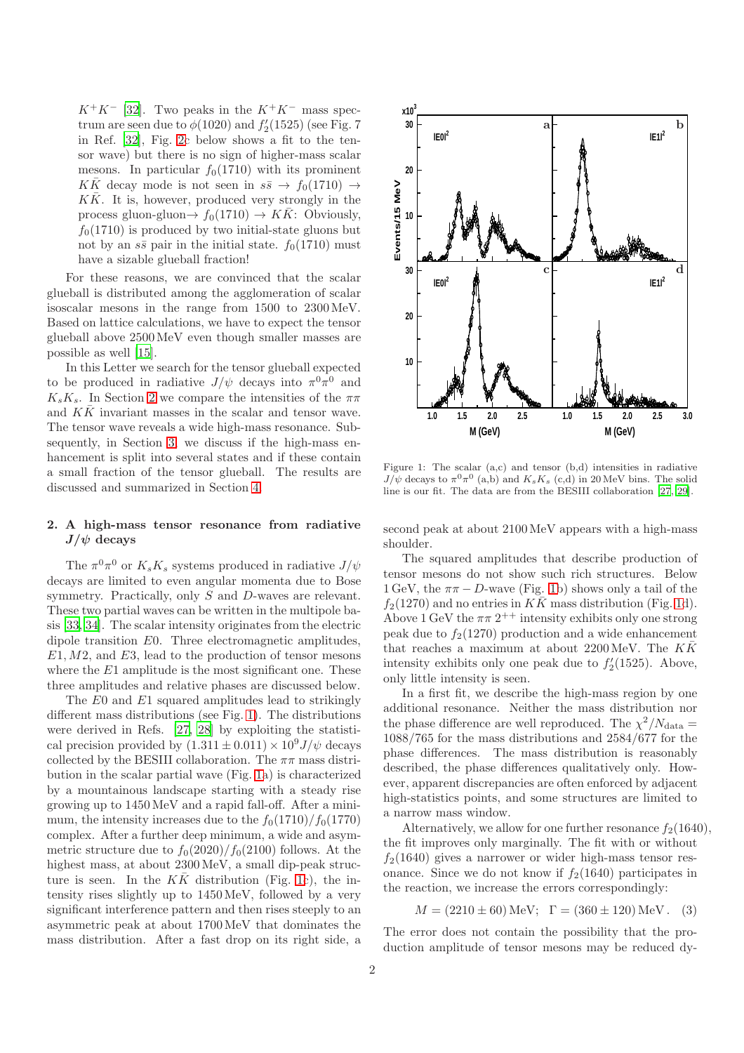$K^+K^-$ [32]. Two peaks in the $K^+K^-$ mass spectrum are seen due to $\phi(1020)$ and $f_2'(1525)$ (see Fig. 7 in Ref. [32], Fig. 2c below shows a fit to the tensor wave) but there is no sign of higher-mass scalar mesons. In particular $f_0(1710)$ with its prominent $K\bar{K}$ decay mode is not seen in $s\bar{s} \to f_0(1710) \to K\bar{K}$. It is, however, produced very strongly in the process gluon-gluon$\to f_0(1710) \to K\bar{K}$: Obviously, $f_0(1710)$ is produced by two initial-state gluons but not by an $s\bar{s}$ pair in the initial state. $f_0(1710)$ must have a sizable glueball fraction!

For these reasons, we are convinced that the scalar glueball is distributed among the agglomeration of scalar isoscalar mesons in the range from 1500 to 2300 MeV. Based on lattice calculations, we have to expect the tensor glueball above 2500 MeV even though smaller masses are possible as well [15].

In this Letter we search for the tensor glueball expected to be produced in radiative $J/\psi$ decays into $\pi^0\pi^0$ and $K_sK_s$. In Section 2 we compare the intensities of the $\pi\pi$ and $K\bar{K}$ invariant masses in the scalar and tensor wave. The tensor wave reveals a wide high-mass resonance. Subsequently, in Section 3, we discuss if the high-mass enhancement is split into several states and if these contain a small fraction of the tensor glueball. The results are discussed and summarized in Section 4.

## 2. A high-mass tensor resonance from radiative $J/\psi$ decays

The $\pi^0\pi^0$ or $K_sK_s$ systems produced in radiative $J/\psi$ decays are limited to even angular momenta due to Bose symmetry. Practically, only $S$ and $D$-waves are relevant. These two partial waves can be written in the multipole basis [33, 34]. The scalar intensity originates from the electric dipole transition $E0$. Three electromagnetic amplitudes, $E1, M2$, and $E3$, lead to the production of tensor mesons where the $E1$ amplitude is the most significant one. These three amplitudes and relative phases are discussed below.

The $E0$ and $E1$ squared amplitudes lead to strikingly different mass distributions (see Fig. 1). The distributions were derived in Refs. [27, 28] by exploiting the statistical precision provided by $(1.311 \pm 0.011) \times 10^9 J/\psi$ decays collected by the BESIII collaboration. The $\pi\pi$ mass distribution in the scalar partial wave (Fig. 1a) is characterized by a mountainous landscape starting with a steady rise growing up to 1450 MeV and a rapid fall-off. After a minimum, the intensity increases due to the $f_0(1710)/f_0(1770)$ complex. After a further deep minimum, a wide and asymmetric structure due to $f_0(2020)/f_0(2100)$ follows. At the highest mass, at about 2300 MeV, a small dip-peak structure is seen. In the $K\bar{K}$ distribution (Fig. 1c), the intensity rises slightly up to 1450 MeV, followed by a very significant interference pattern and then rises steeply to an asymmetric peak at about 1700 MeV that dominates the mass distribution. After a fast drop on its right side, a second peak at about 2100 MeV appears with a high-mass shoulder.

Figure 1: The scalar (a,c) and tensor (b,d) intensities in radiative $J/\psi$ decays to $\pi^0\pi^0$ (a,b) and $K_sK_s$ (c,d) in 20 MeV bins. The solid line is our fit. The data are from the BESIII collaboration [27, 29].

The squared amplitudes that describe production of tensor mesons do not show such rich structures. Below 1 GeV, the $\pi\pi - D$-wave (Fig. 1b) shows only a tail of the $f_2(1270)$ and no entries in $K\bar{K}$ mass distribution (Fig. 1d). Above 1 GeV the $\pi\pi$ $2^{++}$ intensity exhibits only one strong peak due to $f_2(1270)$ production and a wide enhancement that reaches a maximum at about 2200 MeV. The $K\bar{K}$ intensity exhibits only one peak due to $f_2'(1525)$. Above, only little intensity is seen.

In a first fit, we describe the high-mass region by one additional resonance. Neither the mass distribution nor the phase difference are well reproduced. The $\chi^2/N_{\rm data} = 1088/765$ for the mass distributions and 2584/677 for the phase differences. The mass distribution is reasonably described, the phase differences qualitatively only. However, apparent discrepancies are often enforced by adjacent high-statistics points, and some structures are limited to a narrow mass window.

Alternatively, we allow for one further resonance $f_2(1640)$, the fit improves only marginally. The fit with or without $f_2(1640)$ gives a narrower or wider high-mass tensor resonance. Since we do not know if $f_2(1640)$ participates in the reaction, we increase the errors correspondingly:

$$M = (2210 \pm 60)\,\text{MeV}; \quad \Gamma = (360 \pm 120)\,\text{MeV}. \quad (3)$$

The error does not contain the possibility that the production amplitude of tensor mesons may be reduced dy-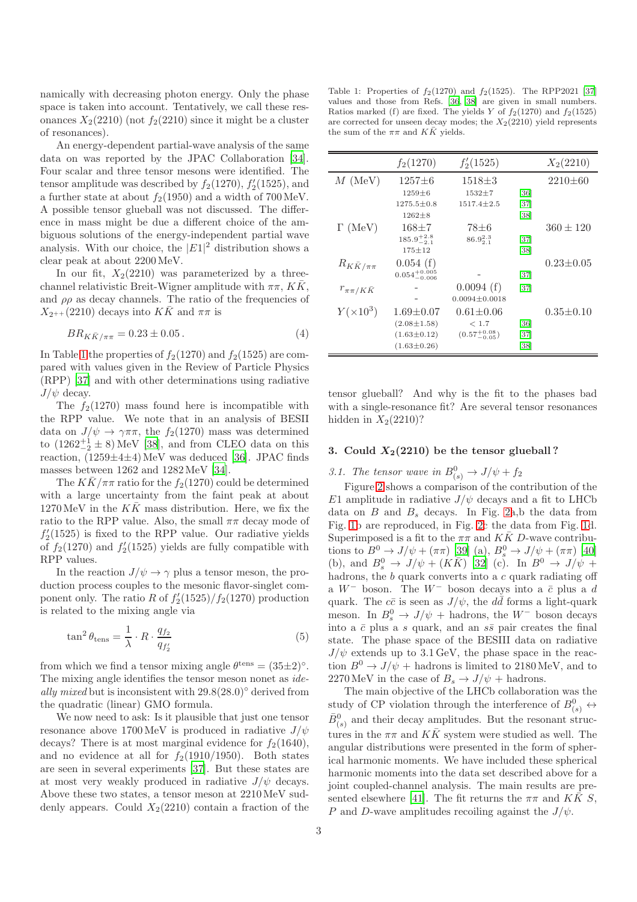namically with decreasing photon energy. Only the phase space is taken into account. Tentatively, we call these resonances $X_2(2210)$ (not $f_2(2210)$ since it might be a cluster of resonances).

An energy-dependent partial-wave analysis of the same data on was reported by the JPAC Collaboration [34]. Four scalar and three tensor mesons were identified. The tensor amplitude was described by $f_2(1270)$, $f_2'(1525)$, and a further state at about $f_2(1950)$ and a width of 700 MeV. A possible tensor glueball was not discussed. The difference in mass might be due a different choice of the ambiguous solutions of the energy-independent partial wave analysis. With our choice, the $|E1|^2$ distribution shows a clear peak at about 2200 MeV.

In our fit, $X_2(2210)$ was parameterized by a three-channel relativistic Breit-Wigner amplitude with $\pi\pi$, $K\bar{K}$, and $\rho\rho$ as decay channels. The ratio of the frequencies of $X_{2^{++}}(2210)$ decays into $K\bar{K}$ and $\pi\pi$ is

$$BR_{K\bar{K}/\pi\pi} = 0.23 \pm 0.05\,. \tag{4}$$

In Table 1 the properties of $f_2(1270)$ and $f_2(1525)$ are compared with values given in the Review of Particle Physics (RPP) [37] and with other determinations using radiative $J/\psi$ decay.

The $f_2(1270)$ mass found here is incompatible with the RPP value. We note that in an analysis of BESII data on $J/\psi \to \gamma\pi\pi$, the $f_2(1270)$ mass was determined to $(1262^{+1}_{-2} \pm 8)$ MeV [38], and from CLEO data on this reaction, $(1259{\pm}4{\pm}4)$ MeV was deduced [36]. JPAC finds masses between 1262 and 1282 MeV [34].

The $K\bar{K}/\pi\pi$ ratio for the $f_2(1270)$ could be determined with a large uncertainty from the faint peak at about 1270 MeV in the $K\bar{K}$ mass distribution. Here, we fix the ratio to the RPP value. Also, the small $\pi\pi$ decay mode of $f_2'(1525)$ is fixed to the RPP value. Our radiative yields of $f_2(1270)$ and $f_2'(1525)$ yields are fully compatible with RPP values.

In the reaction $J/\psi \to \gamma$ plus a tensor meson, the production process couples to the mesonic flavor-singlet component only. The ratio $R$ of $f_2'(1525)/f_2(1270)$ production is related to the mixing angle via

$$\tan^2\theta_{\rm tens} = \frac{1}{\lambda} \cdot R \cdot \frac{q_{f_2}}{q_{f_2'}} \tag{5}$$

from which we find a tensor mixing angle $\theta^{\rm tens} = (35{\pm}2)^\circ$. The mixing angle identifies the tensor meson nonet as *ideally mixed* but is inconsistent with $29.8(28.0)^\circ$ derived from the quadratic (linear) GMO formula.

We now need to ask: Is it plausible that just one tensor resonance above 1700 MeV is produced in radiative $J/\psi$ decays? There is at most marginal evidence for $f_2(1810)$, and no evidence at all for $f_2(1910/1950)$. Both states are seen in several experiments [37]. But these states are at most very weakly produced in radiative $J/\psi$ decays. Above these two states, a tensor meson at 2210 MeV suddenly appears. Could $X_2(2210)$ contain a fraction of the tensor glueball? And why is the fit to the phases bad with a single-resonance fit? Are several tensor resonances hidden in $X_2(2210)$?

Table 1: Properties of $f_2(1270)$ and $f_2(1525)$. The RPP2021 [37] values and those from Refs. [36, 38] are given in small numbers. Ratios marked (f) are fixed. The yields $Y$ of $f_2(1270)$ and $f_2(1525)$ are corrected for unseen decay modes; the $X_2(2210)$ yield represents the sum of the $\pi\pi$ and $K\bar{K}$ yields.

| | $f_2(1270)$ | $f_2'(1525)$ | | $X_2(2210)$ |
|---|---|---|---|---|
| $M$ (MeV) | 1257±6 | 1518±3 | | 2210±60 |
| | 1259±6 | 1532±7 | [36] | |
| | 1275.5±0.8 | 1517.4±2.5 | [37] | |
| | 1262±8 | | [38] | |
| $\Gamma$ (MeV) | 168±7 | 78±6 | | 360 ± 120 |
| | $185.9^{+2.8}_{-2.1}$ | $86.9^{2.3}_{2.1}$ | [37] | |
| | 175±12 | | [38] | |
| $R_{K\bar{K}/\pi\pi}$ | 0.054 (f) | | | 0.23±0.05 |
| | $0.054^{+0.005}_{-0.006}$ | - | [37] | |
| $r_{\pi\pi/K\bar{K}}$ | - | 0.0094 (f) | [37] | |
| | - | 0.0094±0.0018 | | |
| $Y(\times 10^3)$ | 1.69±0.07 | 0.61±0.06 | | 0.35±0.10 |
| | (2.08±1.58) | < 1.7 | [36] | |
| | (1.63±0.12) | $(0.57^{+0.08}_{-0.05})$ | [37] | |
| | (1.63±0.26) | | [38] | |

## 3. Could $X_2(2210)$ be the tensor glueball?

### 3.1. The tensor wave in $B^0_{(s)} \to J/\psi + f_2$

Figure 2 shows a comparison of the contribution of the $E1$ amplitude in radiative $J/\psi$ decays and a fit to LHCb data on $B$ and $B_s$ decays. In Fig. 2a,b the data from Fig. 1b are reproduced, in Fig. 2c the data from Fig. 1d. Superimposed is a fit to the $\pi\pi$ and $K\bar{K}$ $D$-wave contributions to $B^0 \to J/\psi + (\pi\pi)$ [39] (a), $B^0_s \to J/\psi + (\pi\pi)$ [40] (b), and $B^0_s \to J/\psi + (K\bar{K})$ [32] (c). In $B^0 \to J/\psi$ + hadrons, the $b$ quark converts into a $c$ quark radiating off a $W^-$ boson. The $W^-$ boson decays into a $\bar{c}$ plus a $d$ quark. The $c\bar{c}$ is seen as $J/\psi$, the $d\bar{d}$ forms a light-quark meson. In $B^0_s \to J/\psi$ + hadrons, the $W^-$ boson decays into a $\bar{c}$ plus a $s$ quark, and an $s\bar{s}$ pair creates the final state. The phase space of the BESIII data on radiative $J/\psi$ extends up to 3.1 GeV, the phase space in the reaction $B^0 \to J/\psi$ + hadrons is limited to 2180 MeV, and to 2270 MeV in the case of $B_s \to J/\psi$ + hadrons.

The main objective of the LHCb collaboration was the study of CP violation through the interference of $B^0_{(s)} \leftrightarrow \bar{B}^0_{(s)}$ and their decay amplitudes. But the resonant structures in the $\pi\pi$ and $K\bar{K}$ system were studied as well. The angular distributions were presented in the form of spherical harmonic moments. We have included these spherical harmonic moments into the data set described above for a joint coupled-channel analysis. The main results are presented elsewhere [41]. The fit returns the $\pi\pi$ and $K\bar{K}$ $S$, $P$ and $D$-wave amplitudes recoiling against the $J/\psi$.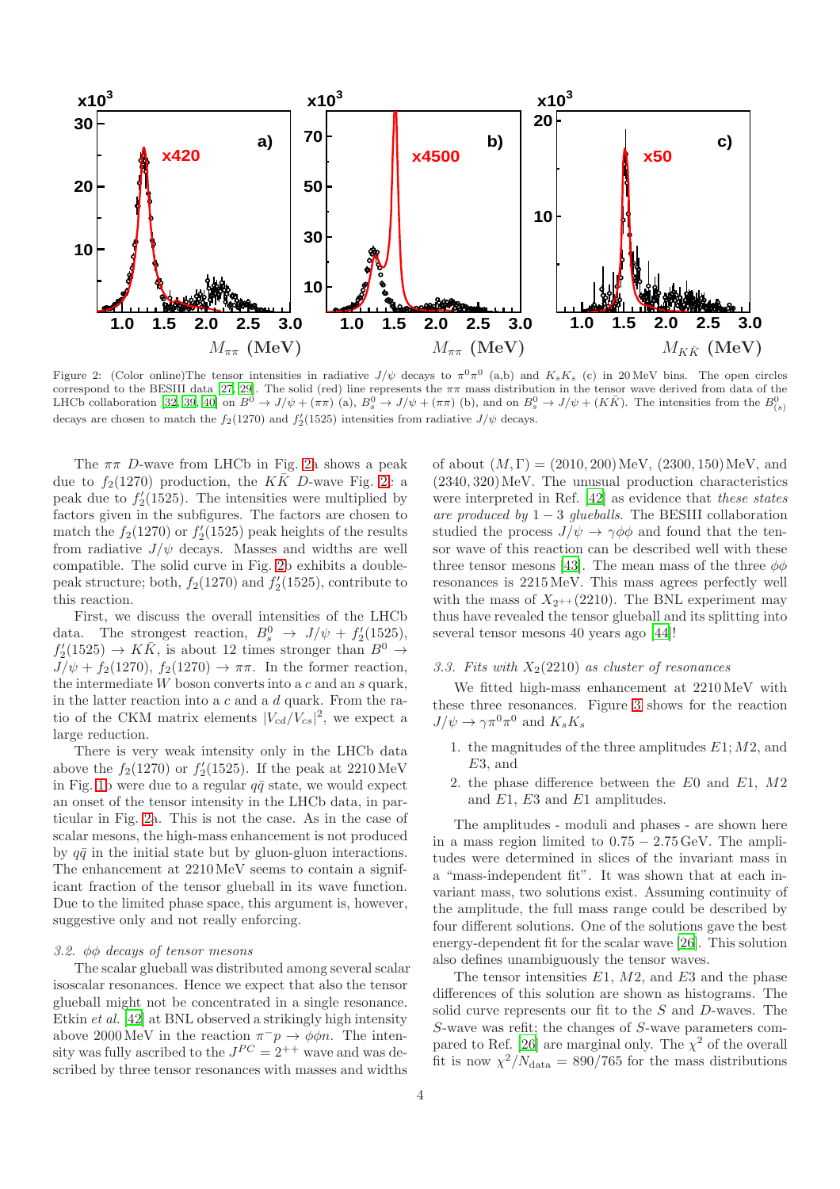Figure 2: (Color online)The tensor intensities in radiative $J/\psi$ decays to $\pi^0\pi^0$ (a,b) and $K_sK_s$ (c) in 20 MeV bins. The open circles correspond to the BESIII data [27, 29]. The solid (red) line represents the $\pi\pi$ mass distribution in the tensor wave derived from data of the LHCb collaboration [32, 39, 40] on $B^0 \to J/\psi + (\pi\pi)$ (a), $B_s^0 \to J/\psi + (\pi\pi)$ (b), and on $B_s^0 \to J/\psi + (K\bar{K})$. The intensities from the $B^0_{(s)}$ decays are chosen to match the $f_2(1270)$ and $f_2'(1525)$ intensities from radiative $J/\psi$ decays.

The $\pi\pi$ $D$-wave from LHCb in Fig. 2a shows a peak due to $f_2(1270)$ production, the $K\bar{K}$ $D$-wave Fig. 2c a peak due to $f_2'(1525)$. The intensities were multiplied by factors given in the subfigures. The factors are chosen to match the $f_2(1270)$ or $f_2'(1525)$ peak heights of the results from radiative $J/\psi$ decays. Masses and widths are well compatible. The solid curve in Fig. 2b exhibits a double-peak structure; both, $f_2(1270)$ and $f_2'(1525)$, contribute to this reaction.

First, we discuss the overall intensities of the LHCb data. The strongest reaction, $B_s^0 \to J/\psi + f_2'(1525)$, $f_2'(1525) \to K\bar{K}$, is about 12 times stronger than $B^0 \to J/\psi + f_2(1270)$, $f_2(1270) \to \pi\pi$. In the former reaction, the intermediate $W$ boson converts into a $c$ and an $s$ quark, in the latter reaction into a $c$ and a $d$ quark. From the ratio of the CKM matrix elements $|V_{cd}/V_{cs}|^2$, we expect a large reduction.

There is very weak intensity only in the LHCb data above the $f_2(1270)$ or $f_2'(1525)$. If the peak at 2210 MeV in Fig. 1b were due to a regular $q\bar{q}$ state, we would expect an onset of the tensor intensity in the LHCb data, in particular in Fig. 2a. This is not the case. As in the case of scalar mesons, the high-mass enhancement is not produced by $q\bar{q}$ in the initial state but by gluon-gluon interactions. The enhancement at 2210 MeV seems to contain a significant fraction of the tensor glueball in its wave function. Due to the limited phase space, this argument is, however, suggestive only and not really enforcing.

### 3.2. $\phi\phi$ decays of tensor mesons

The scalar glueball was distributed among several scalar isoscalar resonances. Hence we expect that also the tensor glueball might not be concentrated in a single resonance. Etkin *et al.* [42] at BNL observed a strikingly high intensity above 2000 MeV in the reaction $\pi^- p \to \phi\phi n$. The intensity was fully ascribed to the $J^{PC} = 2^{++}$ wave and was described by three tensor resonances with masses and widths of about $(M, \Gamma) = (2010, 200)$ MeV, $(2300, 150)$ MeV, and $(2340, 320)$ MeV. The unusual production characteristics were interpreted in Ref. [42] as evidence that *these states are produced by* $1-3$ *glueballs*. The BESIII collaboration studied the process $J/\psi \to \gamma\phi\phi$ and found that the tensor wave of this reaction can be described well with these three tensor mesons [43]. The mean mass of the three $\phi\phi$ resonances is 2215 MeV. This mass agrees perfectly well with the mass of $X_{2^{++}}(2210)$. The BNL experiment may thus have revealed the tensor glueball and its splitting into several tensor mesons 40 years ago [44]!

### 3.3. Fits with $X_2(2210)$ as cluster of resonances

We fitted high-mass enhancement at 2210 MeV with these three resonances. Figure 3 shows for the reaction $J/\psi \to \gamma\pi^0\pi^0$ and $K_sK_s$

1. the magnitudes of the three amplitudes $E1$; $M2$, and $E3$, and
2. the phase difference between the $E0$ and $E1$, $M2$ and $E1$, $E3$ and $E1$ amplitudes.

The amplitudes - moduli and phases - are shown here in a mass region limited to $0.75 - 2.75$ GeV. The amplitudes were determined in slices of the invariant mass in a "mass-independent fit". It was shown that at each invariant mass, two solutions exist. Assuming continuity of the amplitude, the full mass range could be described by four different solutions. One of the solutions gave the best energy-dependent fit for the scalar wave [26]. This solution also defines unambiguously the tensor waves.

The tensor intensities $E1$, $M2$, and $E3$ and the phase differences of this solution are shown as histograms. The solid curve represents our fit to the $S$ and $D$-waves. The $S$-wave was refit; the changes of $S$-wave parameters compared to Ref. [26] are marginal only. The $\chi^2$ of the overall fit is now $\chi^2/N_{\rm data} = 890/765$ for the mass distributions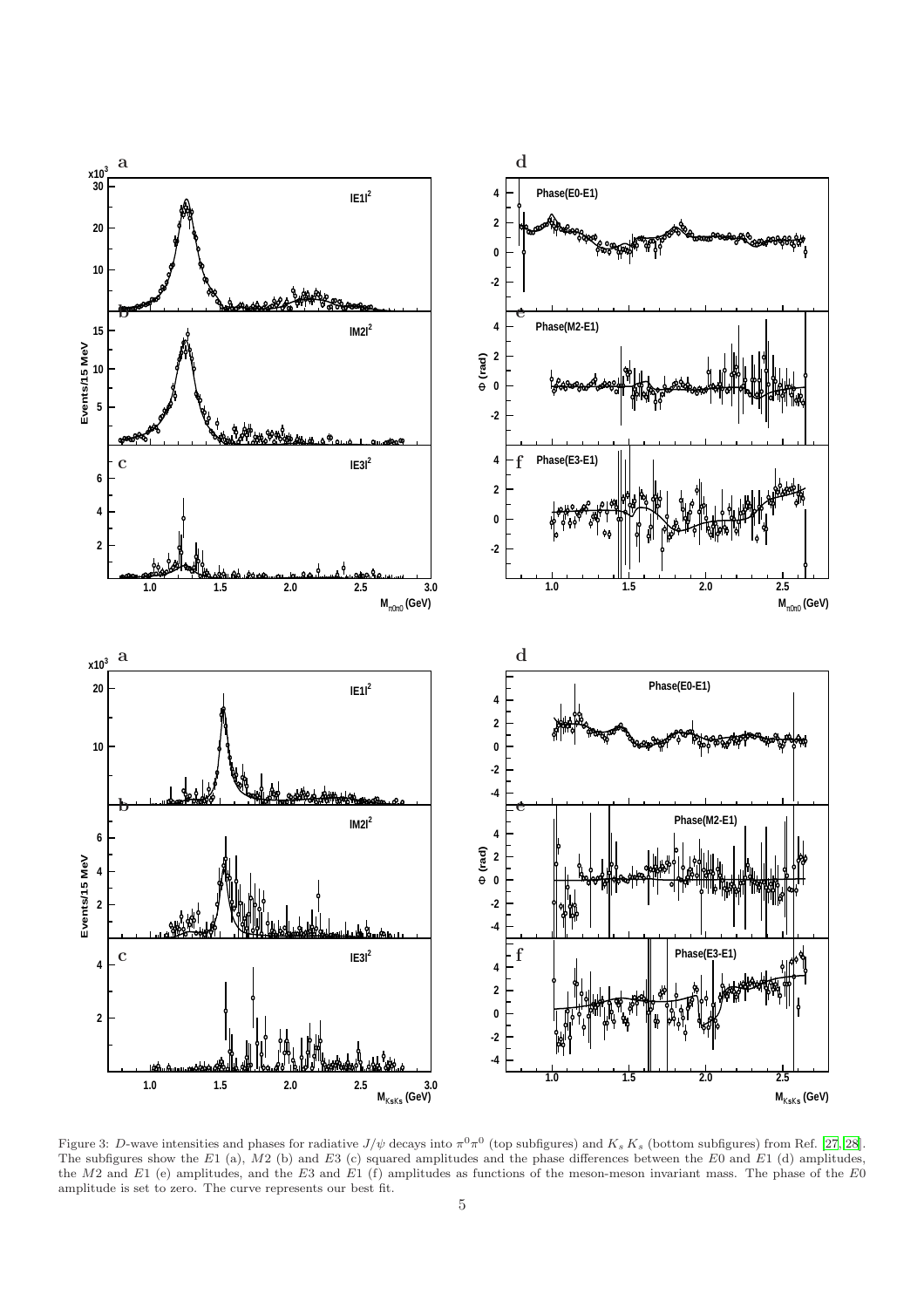Figure 3: $D$-wave intensities and phases for radiative $J/\psi$ decays into $\pi^0\pi^0$ (top subfigures) and $K_s\,K_s$ (bottom subfigures) from Ref. [27, 28]. The subfigures show the $E1$ (a), $M2$ (b) and $E3$ (c) squared amplitudes and the phase differences between the $E0$ and $E1$ (d) amplitudes, the $M2$ and $E1$ (e) amplitudes, and the $E3$ and $E1$ (f) amplitudes as functions of the meson-meson invariant mass. The phase of the $E0$ amplitude is set to zero. The curve represents our best fit.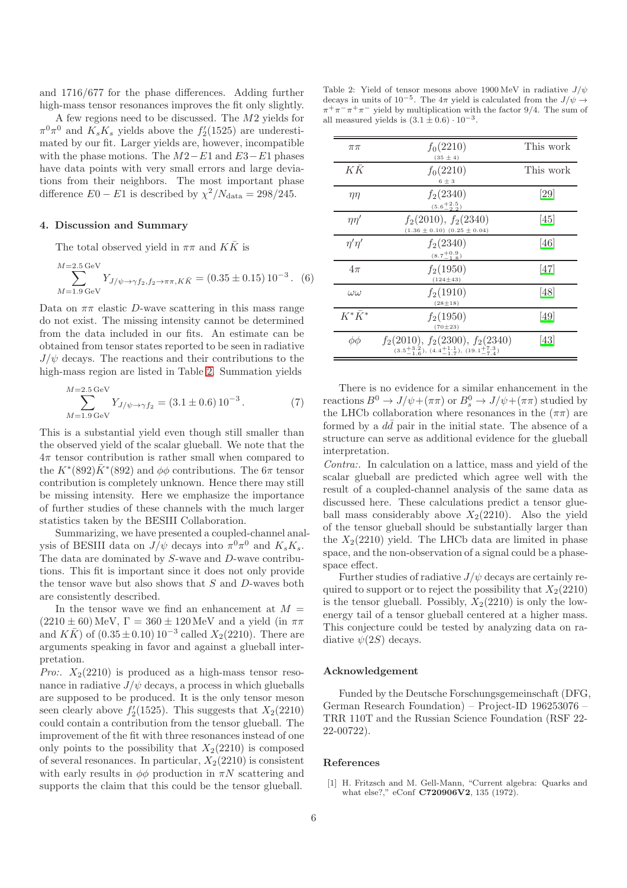and 1716/677 for the phase differences. Adding further high-mass tensor resonances improves the fit only slightly.

A few regions need to be discussed. The $M2$ yields for $\pi^0\pi^0$ and $K_sK_s$ yields above the $f_2'(1525)$ are underestimated by our fit. Larger yields are, however, incompatible with the phase motions. The $M2-E1$ and $E3-E1$ phases have data points with very small errors and large deviations from their neighbors. The most important phase difference $E0-E1$ is described by $\chi^2/N_{\rm data} = 298/245$.

## 4. Discussion and Summary

The total observed yield in $\pi\pi$ and $K\bar{K}$ is

$$\sum_{M=1.9\,\rm GeV}^{M=2.5\,\rm GeV} Y_{J/\psi\to\gamma f_2, f_2\to\pi\pi,K\bar{K}} = (0.35\pm0.15)\,10^{-3}\,. \quad (6)$$

Data on $\pi\pi$ elastic $D$-wave scattering in this mass range do not exist. The missing intensity cannot be determined from the data included in our fits. An estimate can be obtained from tensor states reported to be seen in radiative $J/\psi$ decays. The reactions and their contributions to the high-mass region are listed in Table 2. Summation yields

$$\sum_{M=1.9\,\rm GeV}^{M=2.5\,\rm GeV} Y_{J/\psi\to\gamma f_2} = (3.1\pm0.6)\,10^{-3}\,. \quad (7)$$

This is a substantial yield even though still smaller than the observed yield of the scalar glueball. We note that the $4\pi$ tensor contribution is rather small when compared to the $K^*(892)\bar{K}^*(892)$ and $\phi\phi$ contributions. The $6\pi$ tensor contribution is completely unknown. Hence there may still be missing intensity. Here we emphasize the importance of further studies of these channels with the much larger statistics taken by the BESIII Collaboration.

Summarizing, we have presented a coupled-channel analysis of BESIII data on $J/\psi$ decays into $\pi^0\pi^0$ and $K_sK_s$. The data are dominated by $S$-wave and $D$-wave contributions. This fit is important since it does not only provide the tensor wave but also shows that $S$ and $D$-waves both are consistently described.

In the tensor wave we find an enhancement at $M = (2210\pm60)$ MeV, $\Gamma = 360\pm120$ MeV and a yield (in $\pi\pi$ and $K\bar{K}$) of $(0.35\pm0.10)\,10^{-3}$ called $X_2(2210)$. There are arguments speaking in favor and against a glueball interpretation.

*Pro:*. $X_2(2210)$ is produced as a high-mass tensor resonance in radiative $J/\psi$ decays, a process in which glueballs are supposed to be produced. It is the only tensor meson seen clearly above $f_2'(1525)$. This suggests that $X_2(2210)$ could contain a contribution from the tensor glueball. The improvement of the fit with three resonances instead of one only points to the possibility that $X_2(2210)$ is composed of several resonances. In particular, $X_2(2210)$ is consistent with early results in $\phi\phi$ production in $\pi N$ scattering and supports the claim that this could be the tensor glueball.

Table 2: Yield of tensor mesons above 1900 MeV in radiative $J/\psi$ decays in units of $10^{-5}$. The $4\pi$ yield is calculated from the $J/\psi\to\pi^+\pi^-\pi^+\pi^-$ yield by multiplication with the factor 9/4. The sum of all measured yields is $(3.1\pm0.6)\cdot10^{-3}$.

| | | |
|---|---|---|
| $\pi\pi$ | $f_0(2210)$ $(35\pm4)$ | This work |
| $K\bar{K}$ | $f_0(2210)$ $6\pm3$ | This work |
| $\eta\eta$ | $f_2(2340)$ $(5.6^{+2.5}_{-2.2})$ | [29] |
| $\eta\eta'$ | $f_2(2010)$, $f_2(2340)$ $(1.36\pm0.10)$ $(0.25\pm0.04)$ | [45] |
| $\eta'\eta'$ | $f_2(2340)$ $(8.7^{+0.9}_{-1.8})$ | [46] |
| $4\pi$ | $f_2(1950)$ $(124\pm43)$ | [47] |
| $\omega\omega$ | $f_2(1910)$ $(28\pm18)$ | [48] |
| $K^*\bar{K}^*$ | $f_2(1950)$ $(70\pm23)$ | [49] |
| $\phi\phi$ | $f_2(2010)$, $f_2(2300)$, $f_2(2340)$ $(3.5^{+3.2}_{-1.6})$, $(4.4^{+1.1}_{-1.7})$, $(19.1^{+7.3}_{-7.4})$ | [43] |

There is no evidence for a similar enhancement in the reactions $B^0\to J/\psi+(\pi\pi)$ or $B_s^0\to J/\psi+(\pi\pi)$ studied by the LHCb collaboration where resonances in the $(\pi\pi)$ are formed by a $d\bar{d}$ pair in the initial state. The absence of a structure can serve as additional evidence for the glueball interpretation.

*Contra:*. In calculation on a lattice, mass and yield of the scalar glueball are predicted which agree well with the result of a coupled-channel analysis of the same data as discussed here. These calculations predict a tensor glueball mass considerably above $X_2(2210)$. Also the yield of the tensor glueball should be substantially larger than the $X_2(2210)$ yield. The LHCb data are limited in phase space, and the non-observation of a signal could be a phase-space effect.

Further studies of radiative $J/\psi$ decays are certainly required to support or to reject the possibility that $X_2(2210)$ is the tensor glueball. Possibly, $X_2(2210)$ is only the low-energy tail of a tensor glueball centered at a higher mass. This conjecture could be tested by analyzing data on radiative $\psi(2S)$ decays.

## Acknowledgement

Funded by the Deutsche Forschungsgemeinschaft (DFG, German Research Foundation) – Project-ID 196253076 – TRR 110T and the Russian Science Foundation (RSF 22-22-00722).

## References

[1] H. Fritzsch and M. Gell-Mann, "Current algebra: Quarks and what else?," eConf **C720906V2**, 135 (1972).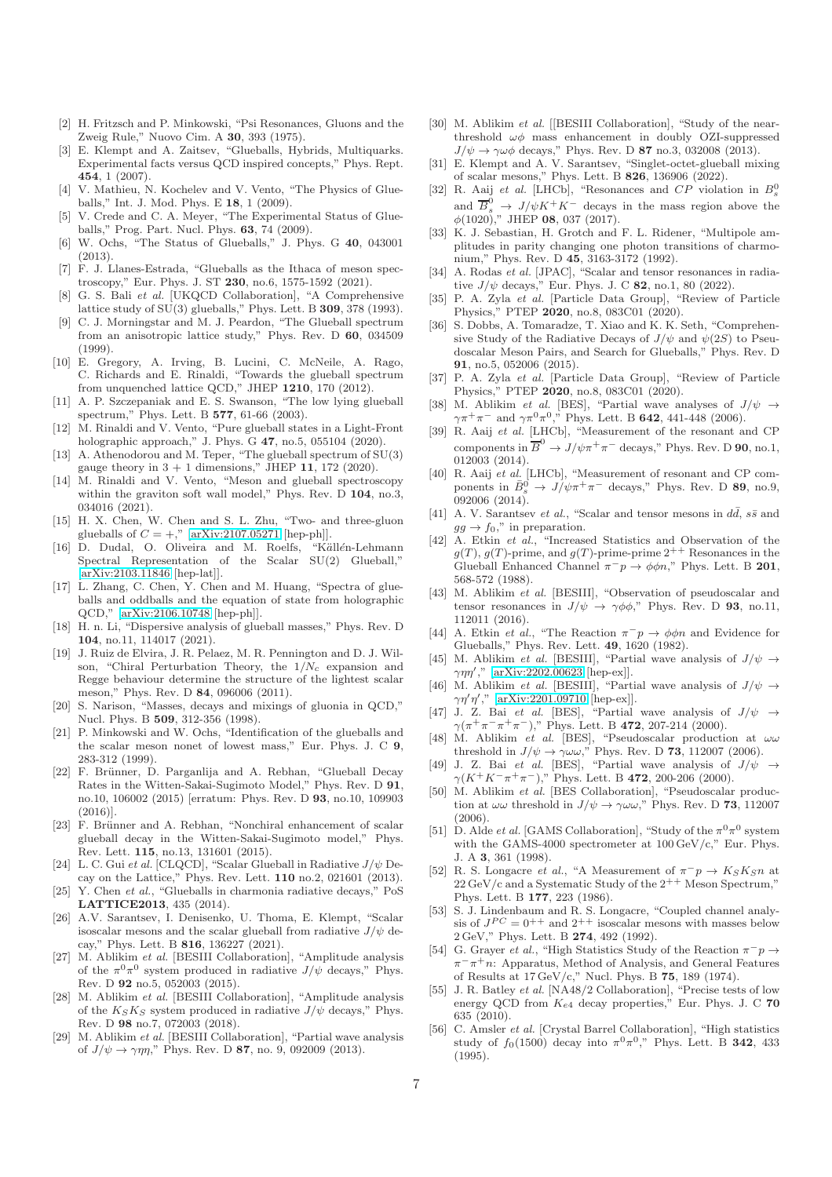[2] H. Fritzsch and P. Minkowski, "Psi Resonances, Gluons and the Zweig Rule," Nuovo Cim. A **30**, 393 (1975).

[3] E. Klempt and A. Zaitsev, "Glueballs, Hybrids, Multiquarks. Experimental facts versus QCD inspired concepts," Phys. Rept. **454**, 1 (2007).

[4] V. Mathieu, N. Kochelev and V. Vento, "The Physics of Glueballs," Int. J. Mod. Phys. E **18**, 1 (2009).

[5] V. Crede and C. A. Meyer, "The Experimental Status of Glueballs," Prog. Part. Nucl. Phys. **63**, 74 (2009).

[6] W. Ochs, "The Status of Glueballs," J. Phys. G **40**, 043001 (2013).

[7] F. J. Llanes-Estrada, "Glueballs as the Ithaca of meson spectroscopy," Eur. Phys. J. ST **230**, no.6, 1575-1592 (2021).

[8] G. S. Bali *et al.* [UKQCD Collaboration], "A Comprehensive lattice study of SU(3) glueballs," Phys. Lett. B **309**, 378 (1993).

[9] C. J. Morningstar and M. J. Peardon, "The Glueball spectrum from an anisotropic lattice study," Phys. Rev. D **60**, 034509 (1999).

[10] E. Gregory, A. Irving, B. Lucini, C. McNeile, A. Rago, C. Richards and E. Rinaldi, "Towards the glueball spectrum from unquenched lattice QCD," JHEP **1210**, 170 (2012).

[11] A. P. Szczepaniak and E. S. Swanson, "The low lying glueball spectrum," Phys. Lett. B **577**, 61-66 (2003).

[12] M. Rinaldi and V. Vento, "Pure glueball states in a Light-Front holographic approach," J. Phys. G **47**, no.5, 055104 (2020).

[13] A. Athenodorou and M. Teper, "The glueball spectrum of SU(3) gauge theory in 3 + 1 dimensions," JHEP **11**, 172 (2020).

[14] M. Rinaldi and V. Vento, "Meson and glueball spectroscopy within the graviton soft wall model," Phys. Rev. D **104**, no.3, 034016 (2021).

[15] H. X. Chen, W. Chen and S. L. Zhu, "Two- and three-gluon glueballs of $C = +$," [arXiv:2107.05271 [hep-ph]].

[16] D. Dudal, O. Oliveira and M. Roelfs, "Källén-Lehmann Spectral Representation of the Scalar SU(2) Glueball," [arXiv:2103.11846 [hep-lat]].

[17] L. Zhang, C. Chen, Y. Chen and M. Huang, "Spectra of glueballs and oddballs and the equation of state from holographic QCD," [arXiv:2106.10748 [hep-ph]].

[18] H. n. Li, "Dispersive analysis of glueball masses," Phys. Rev. D **104**, no.11, 114017 (2021).

[19] J. Ruiz de Elvira, J. R. Pelaez, M. R. Pennington and D. J. Wilson, "Chiral Perturbation Theory, the $1/N_c$ expansion and Regge behaviour determine the structure of the lightest scalar meson," Phys. Rev. D **84**, 096006 (2011).

[20] S. Narison, "Masses, decays and mixings of gluonia in QCD," Nucl. Phys. B **509**, 312-356 (1998).

[21] P. Minkowski and W. Ochs, "Identification of the glueballs and the scalar meson nonet of lowest mass," Eur. Phys. J. C **9**, 283-312 (1999).

[22] F. Brünner, D. Parganlija and A. Rebhan, "Glueball Decay Rates in the Witten-Sakai-Sugimoto Model," Phys. Rev. D **91**, no.10, 106002 (2015) [erratum: Phys. Rev. D **93**, no.10, 109903 (2016)].

[23] F. Brünner and A. Rebhan, "Nonchiral enhancement of scalar glueball decay in the Witten-Sakai-Sugimoto model," Phys. Rev. Lett. **115**, no.13, 131601 (2015).

[24] L. C. Gui *et al.* [CLQCD], "Scalar Glueball in Radiative $J/\psi$ Decay on the Lattice," Phys. Rev. Lett. **110** no.2, 021601 (2013).

[25] Y. Chen *et al.*, "Glueballs in charmonia radiative decays," PoS **LATTICE2013**, 435 (2014).

[26] A.V. Sarantsev, I. Denisenko, U. Thoma, E. Klempt, "Scalar isoscalar mesons and the scalar glueball from radiative $J/\psi$ decay," Phys. Lett. B **816**, 136227 (2021).

[27] M. Ablikim *et al.* [BESIII Collaboration], "Amplitude analysis of the $\pi^0\pi^0$ system produced in radiative $J/\psi$ decays," Phys. Rev. D **92** no.5, 052003 (2015).

[28] M. Ablikim *et al.* [BESIII Collaboration], "Amplitude analysis of the $K_SK_S$ system produced in radiative $J/\psi$ decays," Phys. Rev. D **98** no.7, 072003 (2018).

[29] M. Ablikim *et al.* [BESIII Collaboration], "Partial wave analysis of $J/\psi \to \gamma\eta\eta$," Phys. Rev. D **87**, no. 9, 092009 (2013).

[30] M. Ablikim *et al.* [[BESIII Collaboration], "Study of the near-threshold $\omega\phi$ mass enhancement in doubly OZI-suppressed $J/\psi \to \gamma\omega\phi$ decays," Phys. Rev. D **87** no.3, 032008 (2013).

[31] E. Klempt and A. V. Sarantsev, "Singlet-octet-glueball mixing of scalar mesons," Phys. Lett. B **826**, 136906 (2022).

[32] R. Aaij *et al.* [LHCb], "Resonances and $CP$ violation in $B_s^0$ and $\overline{B}_s^0 \to J/\psi K^+K^-$ decays in the mass region above the $\phi(1020)$," JHEP **08**, 037 (2017).

[33] K. J. Sebastian, H. Grotch and F. L. Ridener, "Multipole amplitudes in parity changing one photon transitions of charmonium," Phys. Rev. D **45**, 3163-3172 (1992).

[34] A. Rodas *et al.* [JPAC], "Scalar and tensor resonances in radiative $J/\psi$ decays," Eur. Phys. J. C **82**, no.1, 80 (2022).

[35] P. A. Zyla *et al.* [Particle Data Group], "Review of Particle Physics," PTEP **2020**, no.8, 083C01 (2020).

[36] S. Dobbs, A. Tomaradze, T. Xiao and K. K. Seth, "Comprehensive Study of the Radiative Decays of $J/\psi$ and $\psi(2S)$ to Pseudoscalar Meson Pairs, and Search for Glueballs," Phys. Rev. D **91**, no.5, 052006 (2015).

[37] P. A. Zyla *et al.* [Particle Data Group], "Review of Particle Physics," PTEP **2020**, no.8, 083C01 (2020).

[38] M. Ablikim *et al.* [BES], "Partial wave analyses of $J/\psi \to \gamma\pi^+\pi^-$ and $\gamma\pi^0\pi^0$," Phys. Lett. B **642**, 441-448 (2006).

[39] R. Aaij *et al.* [LHCb], "Measurement of the resonant and CP components in $\overline{B}^0 \to J/\psi\pi^+\pi^-$ decays," Phys. Rev. D **90**, no.1, 012003 (2014).

[40] R. Aaij *et al.* [LHCb], "Measurement of resonant and CP components in $\bar{B}_s^0 \to J/\psi\pi^+\pi^-$ decays," Phys. Rev. D **89**, no.9, 092006 (2014).

[41] A. V. Sarantsev *et al.*, "Scalar and tensor mesons in $d\bar{d}$, $s\bar{s}$ and $gg \to f_0$," in preparation.

[42] A. Etkin *et al.*, "Increased Statistics and Observation of the $g(T)$, $g(T)$-prime, and $g(T)$-prime-prime $2^{++}$ Resonances in the Glueball Enhanced Channel $\pi^-p \to \phi\phi n$," Phys. Lett. B **201**, 568-572 (1988).

[43] M. Ablikim *et al.* [BESIII], "Observation of pseudoscalar and tensor resonances in $J/\psi \to \gamma\phi\phi$," Phys. Rev. D **93**, no.11, 112011 (2016).

[44] A. Etkin *et al.*, "The Reaction $\pi^-p \to \phi\phi n$ and Evidence for Glueballs," Phys. Rev. Lett. **49**, 1620 (1982).

[45] M. Ablikim *et al.* [BESIII], "Partial wave analysis of $J/\psi \to \gamma\eta\eta'$," [arXiv:2202.00623 [hep-ex]].

[46] M. Ablikim *et al.* [BESIII], "Partial wave analysis of $J/\psi \to \gamma\eta'\eta'$," [arXiv:2201.09710 [hep-ex]].

[47] J. Z. Bai *et al.* [BES], "Partial wave analysis of $J/\psi \to \gamma(\pi^+\pi^-\pi^+\pi^-)$," Phys. Lett. B **472**, 207-214 (2000).

[48] M. Ablikim *et al.* [BES], "Pseudoscalar production at $\omega\omega$ threshold in $J/\psi \to \gamma\omega\omega$," Phys. Rev. D **73**, 112007 (2006).

[49] J. Z. Bai *et al.* [BES], "Partial wave analysis of $J/\psi \to \gamma(K^+K^-\pi^+\pi^-)$," Phys. Lett. B **472**, 200-206 (2000).

[50] M. Ablikim *et al.* [BES Collaboration], "Pseudoscalar production at $\omega\omega$ threshold in $J/\psi \to \gamma\omega\omega$," Phys. Rev. D **73**, 112007 (2006).

[51] D. Alde *et al.* [GAMS Collaboration], "Study of the $\pi^0\pi^0$ system with the GAMS-4000 spectrometer at 100 GeV/c," Eur. Phys. J. A **3**, 361 (1998).

[52] R. S. Longacre *et al.*, "A Measurement of $\pi^-p \to K_SK_Sn$ at 22 GeV/c and a Systematic Study of the $2^{++}$ Meson Spectrum," Phys. Lett. B **177**, 223 (1986).

[53] S. J. Lindenbaum and R. S. Longacre, "Coupled channel analysis of $J^{PC} = 0^{++}$ and $2^{++}$ isoscalar mesons with masses below 2 GeV," Phys. Lett. B **274**, 492 (1992).

[54] G. Grayer *et al.*, "High Statistics Study of the Reaction $\pi^-p \to \pi^-\pi^+n$: Apparatus, Method of Analysis, and General Features of Results at 17 GeV/c," Nucl. Phys. B **75**, 189 (1974).

[55] J. R. Batley *et al.* [NA48/2 Collaboration], "Precise tests of low energy QCD from $K_{e4}$ decay properties," Eur. Phys. J. C **70** 635 (2010).

[56] C. Amsler *et al.* [Crystal Barrel Collaboration], "High statistics study of $f_0(1500)$ decay into $\pi^0\pi^0$," Phys. Lett. B **342**, 433 (1995).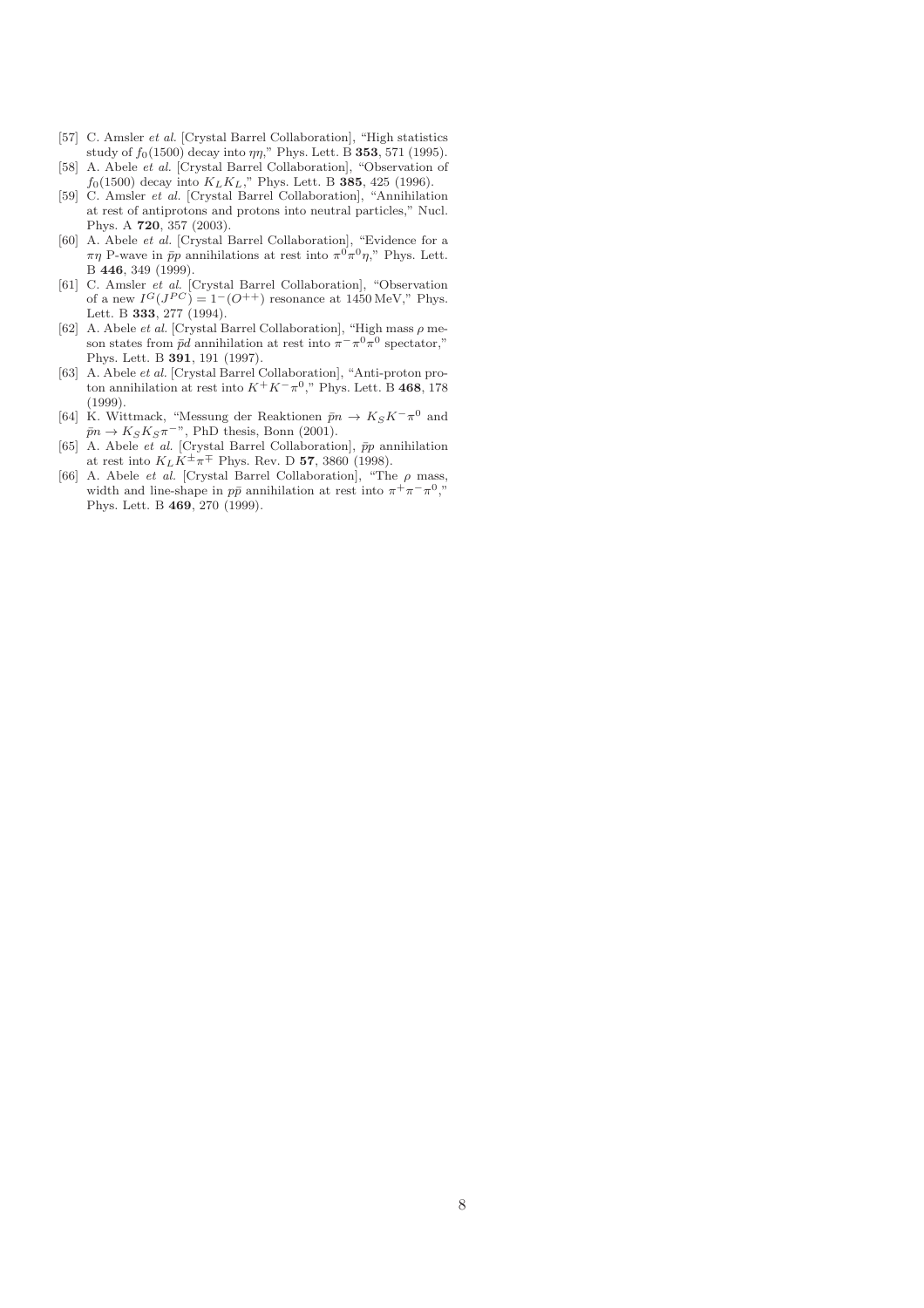[57] C. Amsler *et al*. [Crystal Barrel Collaboration], "High statistics study of $f_0(1500)$ decay into $\eta\eta$," Phys. Lett. B **353**, 571 (1995).

[58] A. Abele *et al*. [Crystal Barrel Collaboration], "Observation of $f_0(1500)$ decay into $K_L K_L$," Phys. Lett. B **385**, 425 (1996).

[59] C. Amsler *et al.* [Crystal Barrel Collaboration], "Annihilation at rest of antiprotons and protons into neutral particles," Nucl. Phys. A **720**, 357 (2003).

[60] A. Abele *et al.* [Crystal Barrel Collaboration], "Evidence for a $\pi\eta$ P-wave in $\bar{p}p$ annihilations at rest into $\pi^0\pi^0\eta$," Phys. Lett. B **446**, 349 (1999).

[61] C. Amsler *et al.* [Crystal Barrel Collaboration], "Observation of a new $I^G(J^{PC}) = 1^-(O^{++})$ resonance at 1450 MeV," Phys. Lett. B **333**, 277 (1994).

[62] A. Abele *et al.* [Crystal Barrel Collaboration], "High mass $\rho$ meson states from $\bar{p}d$ annihilation at rest into $\pi^-\pi^0\pi^0$ spectator," Phys. Lett. B **391**, 191 (1997).

[63] A. Abele *et al.* [Crystal Barrel Collaboration], "Anti-proton proton annihilation at rest into $K^+K^-\pi^0$," Phys. Lett. B **468**, 178 (1999).

[64] K. Wittmack, "Messung der Reaktionen $\bar{p}n \to K_S K^- \pi^0$ and $\bar{p}n \to K_S K_S \pi^-$", PhD thesis, Bonn (2001).

[65] A. Abele *et al.* [Crystal Barrel Collaboration], $\bar{p}p$ annihilation at rest into $K_L K^\pm \pi^\mp$ Phys. Rev. D **57**, 3860 (1998).

[66] A. Abele *et al.* [Crystal Barrel Collaboration], "The $\rho$ mass, width and line-shape in $p\bar{p}$ annihilation at rest into $\pi^+\pi^-\pi^0$," Phys. Lett. B **469**, 270 (1999).